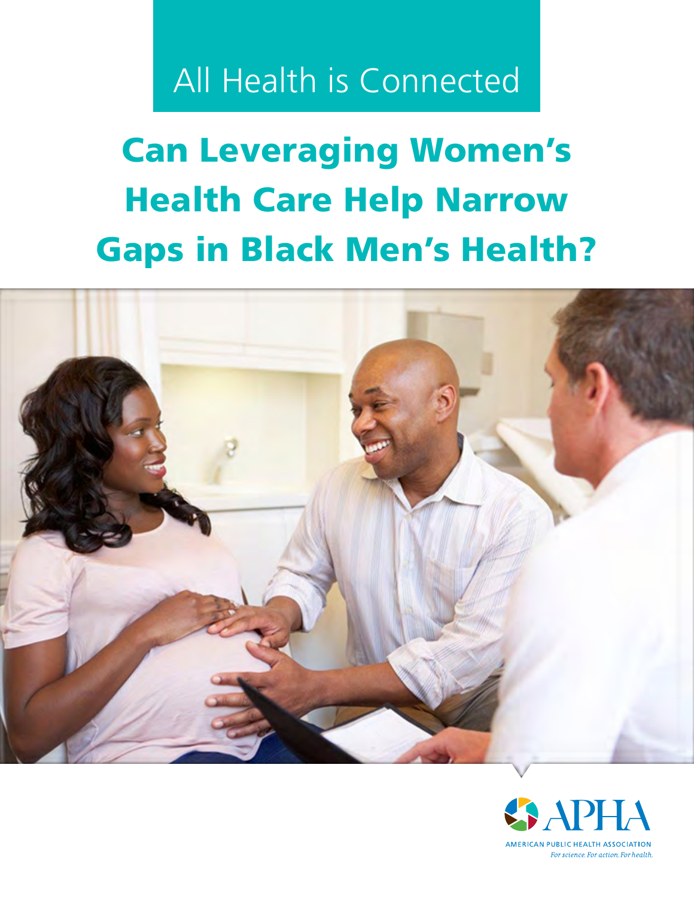All Health is Connected

# Can Leveraging Women's Health Care Help Narrow Gaps in Black Men's Health?

APHA

AMERICAN PUBLIC HEALTH ASSOCIATION

*For science. For action. For health.*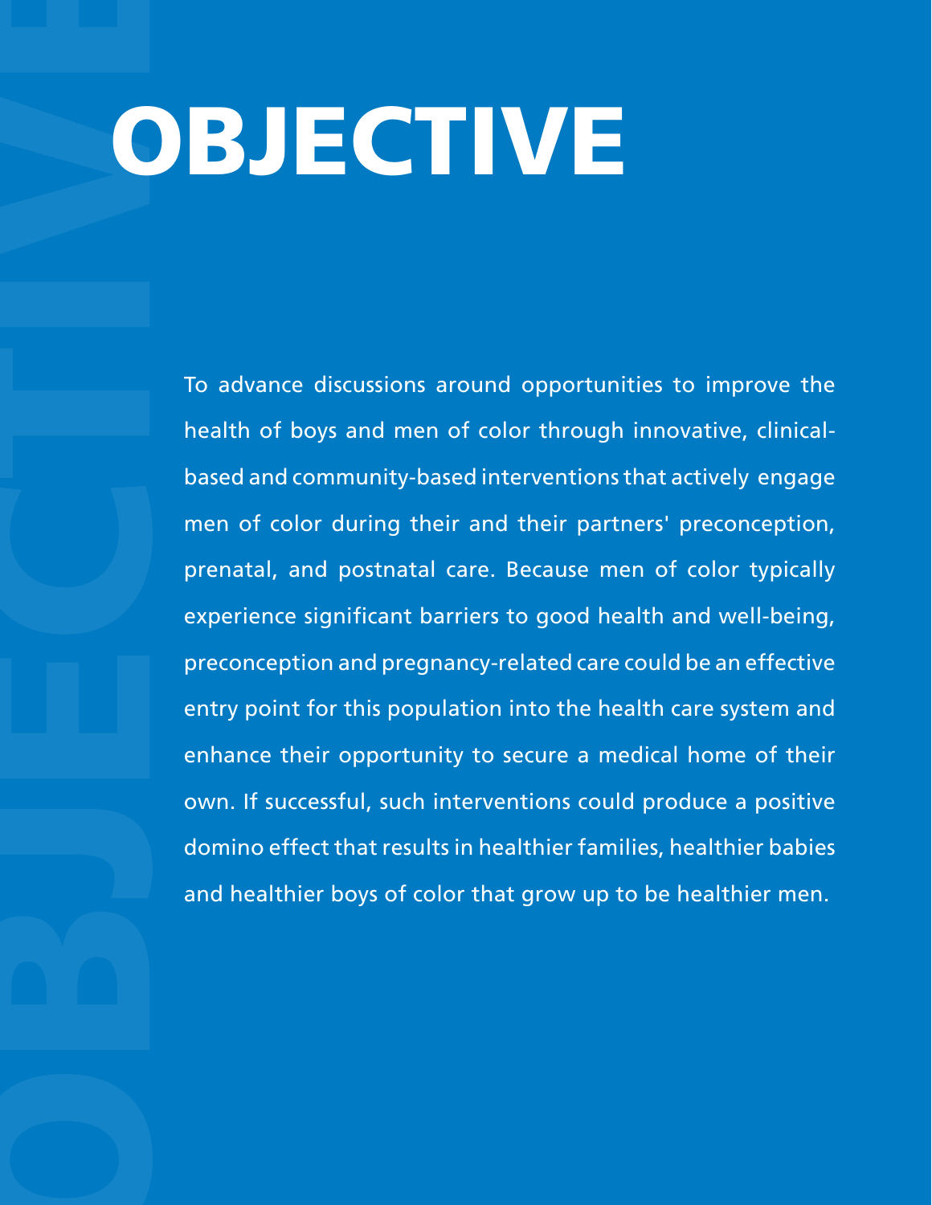# OBJECTIVE

To advance discussions around opportunities to improve the health of boys and men of color through innovative, clinical-based and community-based interventions that actively engage men of color during their and their partners' preconception, prenatal, and postnatal care. Because men of color typically experience significant barriers to good health and well-being, preconception and pregnancy-related care could be an effective entry point for this population into the health care system and enhance their opportunity to secure a medical home of their own. If successful, such interventions could produce a positive domino effect that results in healthier families, healthier babies and healthier boys of color that grow up to be healthier men.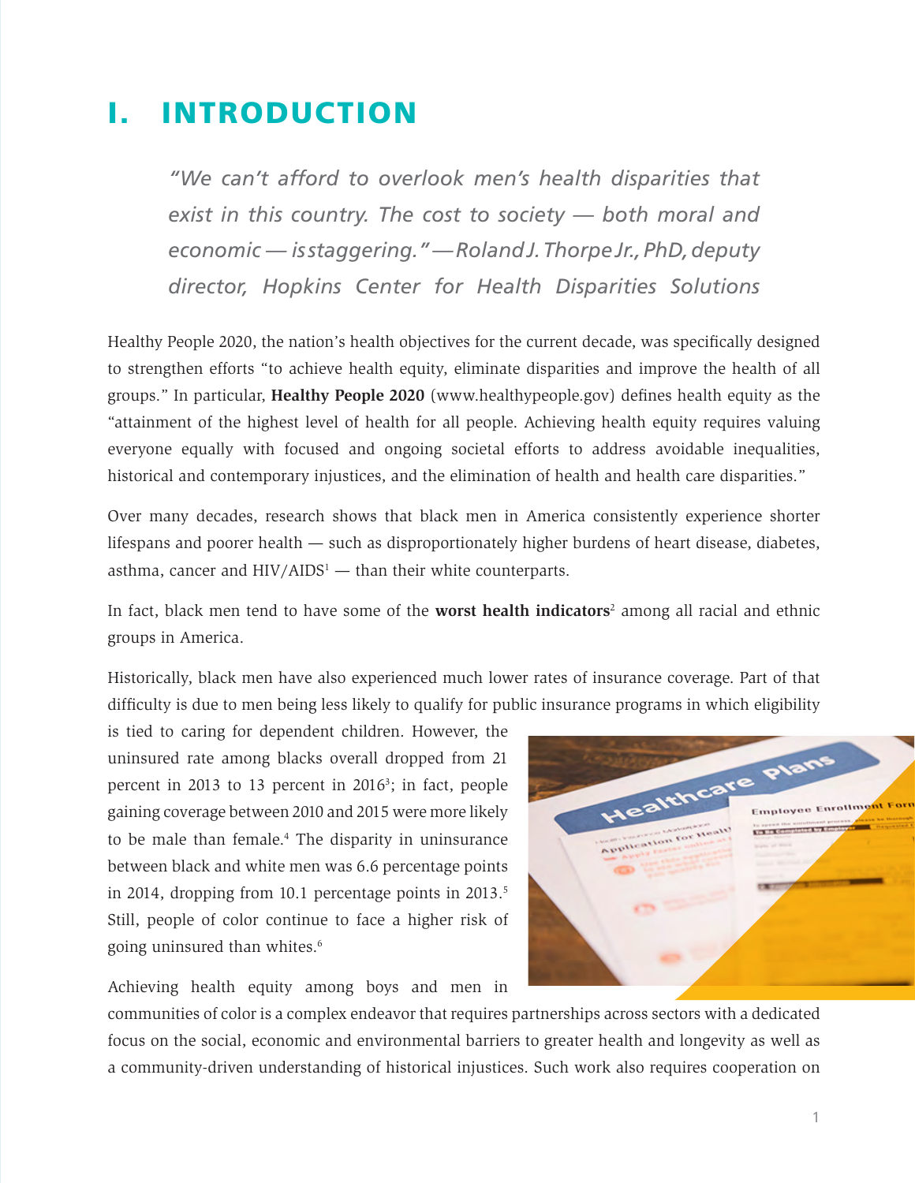# I. INTRODUCTION

> *"We can't afford to overlook men's health disparities that exist in this country. The cost to society — both moral and economic — is staggering." — Roland J. Thorpe Jr., PhD, deputy director, Hopkins Center for Health Disparities Solutions*

Healthy People 2020, the nation's health objectives for the current decade, was specifically designed to strengthen efforts "to achieve health equity, eliminate disparities and improve the health of all groups." In particular, **Healthy People 2020** (www.healthypeople.gov) defines health equity as the "attainment of the highest level of health for all people. Achieving health equity requires valuing everyone equally with focused and ongoing societal efforts to address avoidable inequalities, historical and contemporary injustices, and the elimination of health and health care disparities."

Over many decades, research shows that black men in America consistently experience shorter lifespans and poorer health — such as disproportionately higher burdens of heart disease, diabetes, asthma, cancer and HIV/AIDS[1] — than their white counterparts.

In fact, black men tend to have some of the **worst health indicators**[2] among all racial and ethnic groups in America.

Historically, black men have also experienced much lower rates of insurance coverage. Part of that difficulty is due to men being less likely to qualify for public insurance programs in which eligibility is tied to caring for dependent children. However, the uninsured rate among blacks overall dropped from 21 percent in 2013 to 13 percent in 2016[3]; in fact, people gaining coverage between 2010 and 2015 were more likely to be male than female.[4] The disparity in uninsurance between black and white men was 6.6 percentage points in 2014, dropping from 10.1 percentage points in 2013.[5] Still, people of color continue to face a higher risk of going uninsured than whites.[6]

Achieving health equity among boys and men in communities of color is a complex endeavor that requires partnerships across sectors with a dedicated focus on the social, economic and environmental barriers to greater health and longevity as well as a community-driven understanding of historical injustices. Such work also requires cooperation on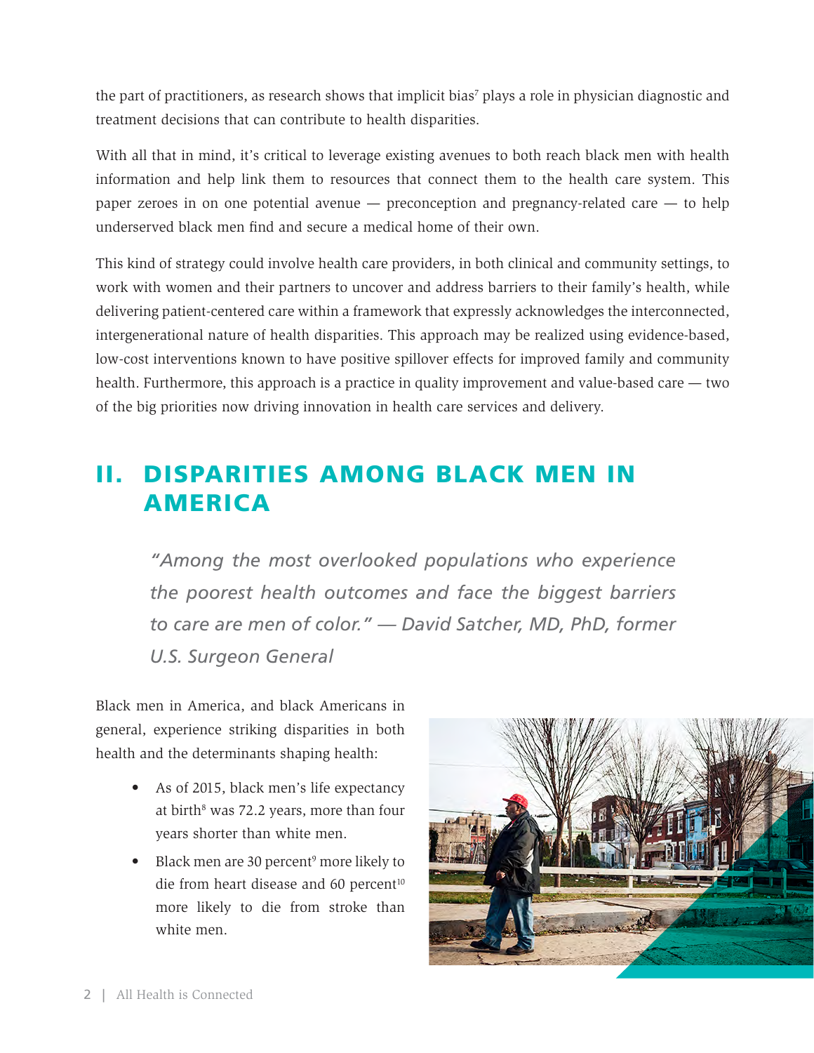the part of practitioners, as research shows that implicit bias[7] plays a role in physician diagnostic and treatment decisions that can contribute to health disparities.

With all that in mind, it's critical to leverage existing avenues to both reach black men with health information and help link them to resources that connect them to the health care system. This paper zeroes in on one potential avenue — preconception and pregnancy-related care — to help underserved black men find and secure a medical home of their own.

This kind of strategy could involve health care providers, in both clinical and community settings, to work with women and their partners to uncover and address barriers to their family's health, while delivering patient-centered care within a framework that expressly acknowledges the interconnected, intergenerational nature of health disparities. This approach may be realized using evidence-based, low-cost interventions known to have positive spillover effects for improved family and community health. Furthermore, this approach is a practice in quality improvement and value-based care — two of the big priorities now driving innovation in health care services and delivery.

## II. DISPARITIES AMONG BLACK MEN IN AMERICA

*"Among the most overlooked populations who experience the poorest health outcomes and face the biggest barriers to care are men of color." — David Satcher, MD, PhD, former U.S. Surgeon General*

Black men in America, and black Americans in general, experience striking disparities in both health and the determinants shaping health:

- As of 2015, black men's life expectancy at birth[8] was 72.2 years, more than four years shorter than white men.
- Black men are 30 percent[9] more likely to die from heart disease and 60 percent[10] more likely to die from stroke than white men.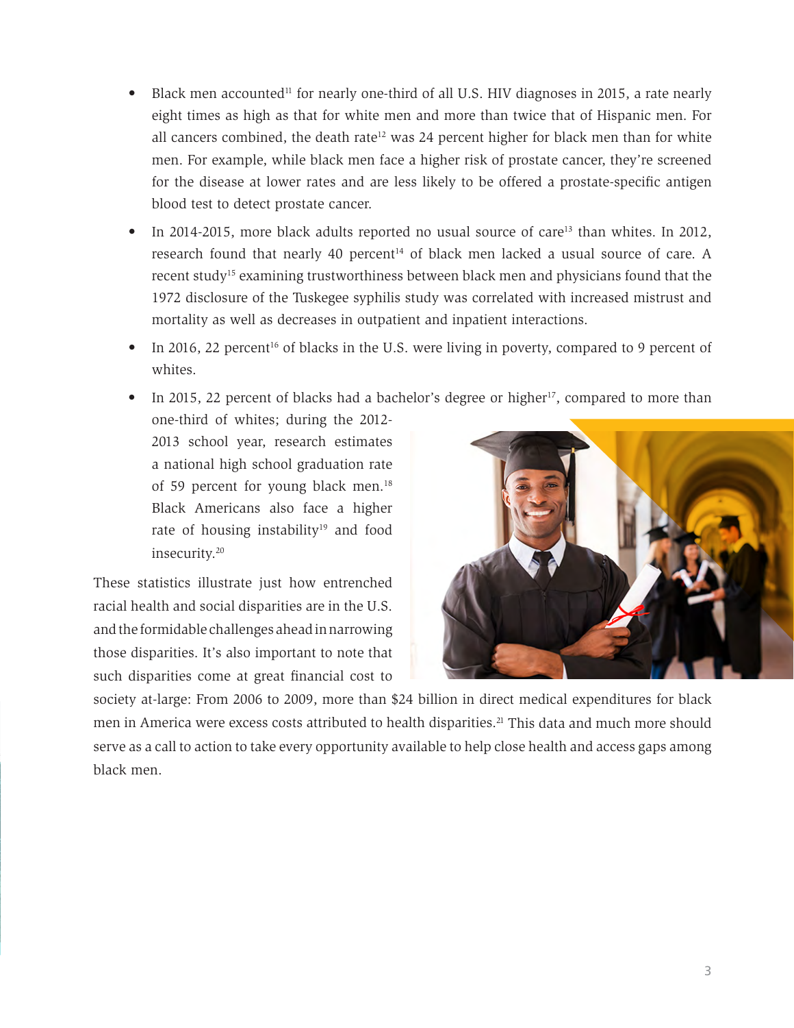- Black men accounted[11] for nearly one-third of all U.S. HIV diagnoses in 2015, a rate nearly eight times as high as that for white men and more than twice that of Hispanic men. For all cancers combined, the death rate[12] was 24 percent higher for black men than for white men. For example, while black men face a higher risk of prostate cancer, they're screened for the disease at lower rates and are less likely to be offered a prostate-specific antigen blood test to detect prostate cancer.
- In 2014-2015, more black adults reported no usual source of care[13] than whites. In 2012, research found that nearly 40 percent[14] of black men lacked a usual source of care. A recent study[15] examining trustworthiness between black men and physicians found that the 1972 disclosure of the Tuskegee syphilis study was correlated with increased mistrust and mortality as well as decreases in outpatient and inpatient interactions.
- In 2016, 22 percent[16] of blacks in the U.S. were living in poverty, compared to 9 percent of whites.
- In 2015, 22 percent of blacks had a bachelor's degree or higher[17], compared to more than one-third of whites; during the 2012-2013 school year, research estimates a national high school graduation rate of 59 percent for young black men.[18] Black Americans also face a higher rate of housing instability[19] and food insecurity.[20]

These statistics illustrate just how entrenched racial health and social disparities are in the U.S. and the formidable challenges ahead in narrowing those disparities. It's also important to note that such disparities come at great financial cost to society at-large: From 2006 to 2009, more than $24 billion in direct medical expenditures for black men in America were excess costs attributed to health disparities.[21] This data and much more should serve as a call to action to take every opportunity available to help close health and access gaps among black men.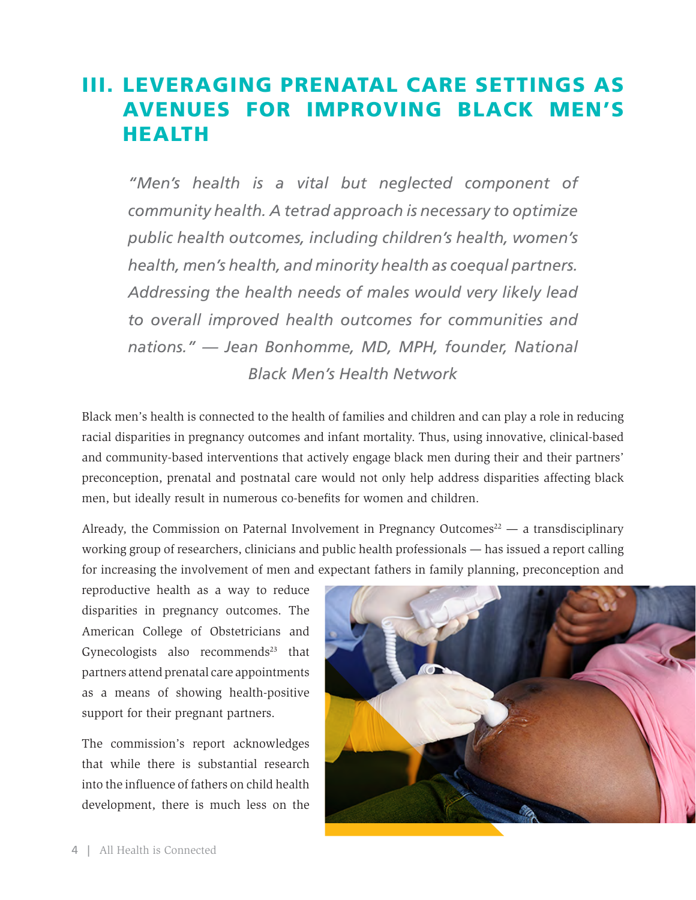## III. LEVERAGING PRENATAL CARE SETTINGS AS AVENUES FOR IMPROVING BLACK MEN'S HEALTH

> *"Men's health is a vital but neglected component of community health. A tetrad approach is necessary to optimize public health outcomes, including children's health, women's health, men's health, and minority health as coequal partners. Addressing the health needs of males would very likely lead to overall improved health outcomes for communities and nations." — Jean Bonhomme, MD, MPH, founder, National Black Men's Health Network*

Black men's health is connected to the health of families and children and can play a role in reducing racial disparities in pregnancy outcomes and infant mortality. Thus, using innovative, clinical-based and community-based interventions that actively engage black men during their and their partners' preconception, prenatal and postnatal care would not only help address disparities affecting black men, but ideally result in numerous co-benefits for women and children.

Already, the Commission on Paternal Involvement in Pregnancy Outcomes[22] — a transdisciplinary working group of researchers, clinicians and public health professionals — has issued a report calling for increasing the involvement of men and expectant fathers in family planning, preconception and reproductive health as a way to reduce disparities in pregnancy outcomes. The American College of Obstetricians and Gynecologists also recommends[23] that partners attend prenatal care appointments as a means of showing health-positive support for their pregnant partners.

The commission's report acknowledges that while there is substantial research into the influence of fathers on child health development, there is much less on the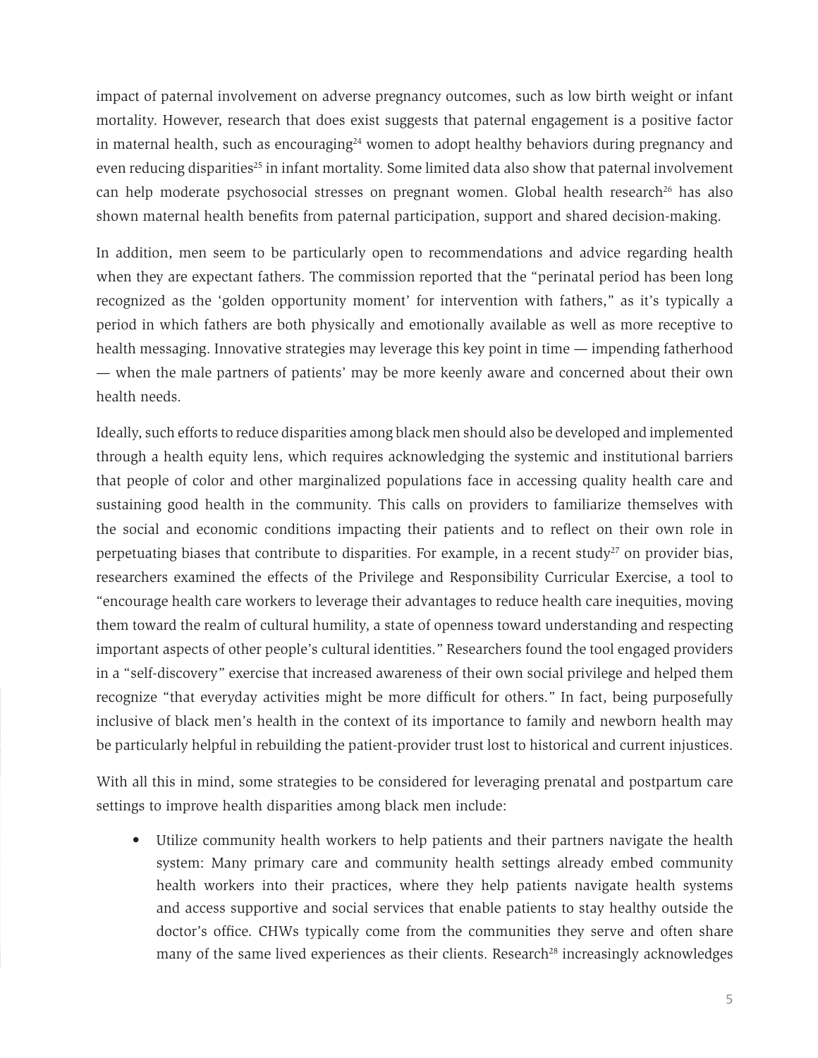impact of paternal involvement on adverse pregnancy outcomes, such as low birth weight or infant mortality. However, research that does exist suggests that paternal engagement is a positive factor in maternal health, such as encouraging[24] women to adopt healthy behaviors during pregnancy and even reducing disparities[25] in infant mortality. Some limited data also show that paternal involvement can help moderate psychosocial stresses on pregnant women. Global health research[26] has also shown maternal health benefits from paternal participation, support and shared decision-making.

In addition, men seem to be particularly open to recommendations and advice regarding health when they are expectant fathers. The commission reported that the "perinatal period has been long recognized as the 'golden opportunity moment' for intervention with fathers," as it's typically a period in which fathers are both physically and emotionally available as well as more receptive to health messaging. Innovative strategies may leverage this key point in time — impending fatherhood — when the male partners of patients' may be more keenly aware and concerned about their own health needs.

Ideally, such efforts to reduce disparities among black men should also be developed and implemented through a health equity lens, which requires acknowledging the systemic and institutional barriers that people of color and other marginalized populations face in accessing quality health care and sustaining good health in the community. This calls on providers to familiarize themselves with the social and economic conditions impacting their patients and to reflect on their own role in perpetuating biases that contribute to disparities. For example, in a recent study[27] on provider bias, researchers examined the effects of the Privilege and Responsibility Curricular Exercise, a tool to "encourage health care workers to leverage their advantages to reduce health care inequities, moving them toward the realm of cultural humility, a state of openness toward understanding and respecting important aspects of other people's cultural identities." Researchers found the tool engaged providers in a "self-discovery" exercise that increased awareness of their own social privilege and helped them recognize "that everyday activities might be more difficult for others." In fact, being purposefully inclusive of black men's health in the context of its importance to family and newborn health may be particularly helpful in rebuilding the patient-provider trust lost to historical and current injustices.

With all this in mind, some strategies to be considered for leveraging prenatal and postpartum care settings to improve health disparities among black men include:

- Utilize community health workers to help patients and their partners navigate the health system: Many primary care and community health settings already embed community health workers into their practices, where they help patients navigate health systems and access supportive and social services that enable patients to stay healthy outside the doctor's office. CHWs typically come from the communities they serve and often share many of the same lived experiences as their clients. Research[28] increasingly acknowledges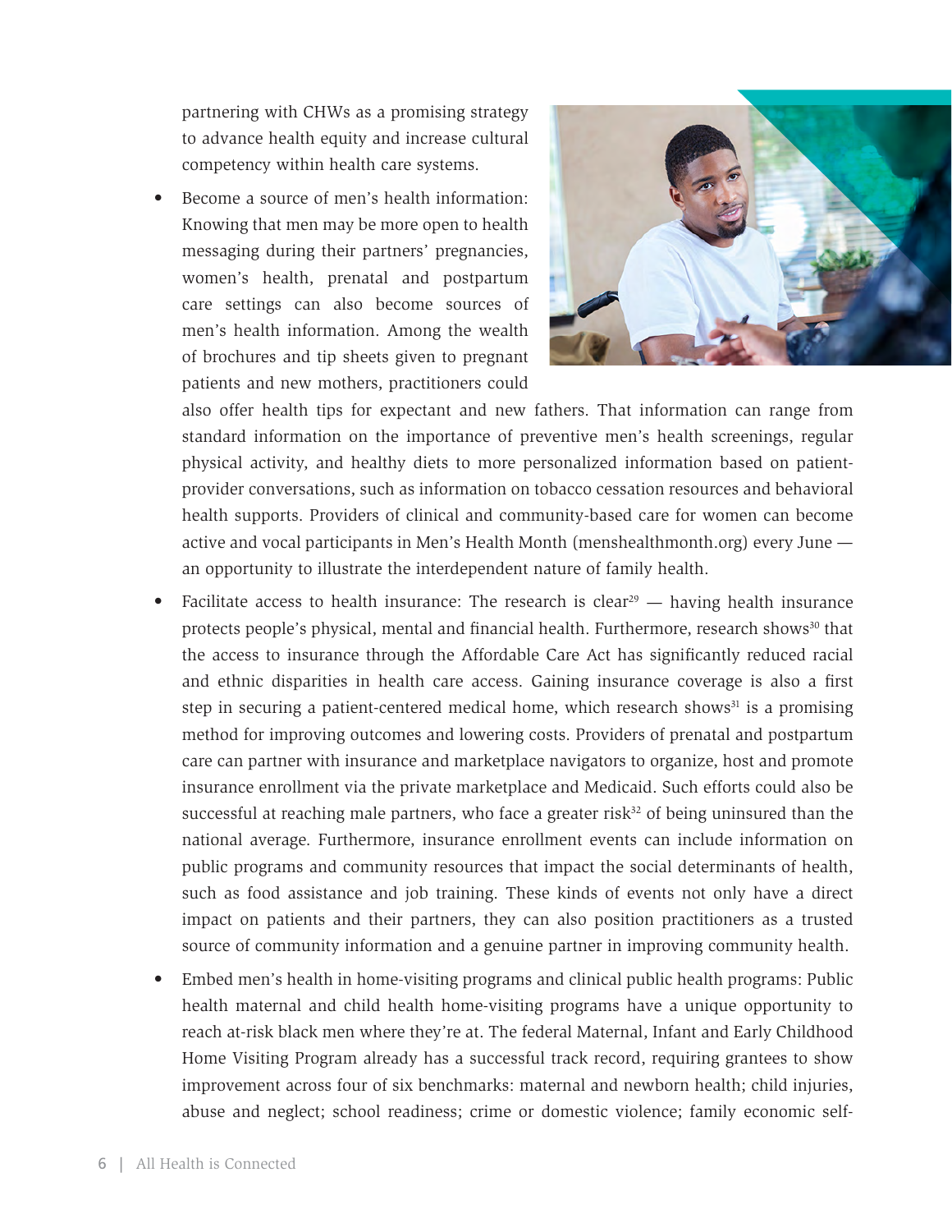partnering with CHWs as a promising strategy to advance health equity and increase cultural competency within health care systems.

- Become a source of men's health information: Knowing that men may be more open to health messaging during their partners' pregnancies, women's health, prenatal and postpartum care settings can also become sources of men's health information. Among the wealth of brochures and tip sheets given to pregnant patients and new mothers, practitioners could also offer health tips for expectant and new fathers. That information can range from standard information on the importance of preventive men's health screenings, regular physical activity, and healthy diets to more personalized information based on patient-provider conversations, such as information on tobacco cessation resources and behavioral health supports. Providers of clinical and community-based care for women can become active and vocal participants in Men's Health Month (menshealthmonth.org) every June — an opportunity to illustrate the interdependent nature of family health.

- Facilitate access to health insurance: The research is clear[29] — having health insurance protects people's physical, mental and financial health. Furthermore, research shows[30] that the access to insurance through the Affordable Care Act has significantly reduced racial and ethnic disparities in health care access. Gaining insurance coverage is also a first step in securing a patient-centered medical home, which research shows[31] is a promising method for improving outcomes and lowering costs. Providers of prenatal and postpartum care can partner with insurance and marketplace navigators to organize, host and promote insurance enrollment via the private marketplace and Medicaid. Such efforts could also be successful at reaching male partners, who face a greater risk[32] of being uninsured than the national average. Furthermore, insurance enrollment events can include information on public programs and community resources that impact the social determinants of health, such as food assistance and job training. These kinds of events not only have a direct impact on patients and their partners, they can also position practitioners as a trusted source of community information and a genuine partner in improving community health.

- Embed men's health in home-visiting programs and clinical public health programs: Public health maternal and child health home-visiting programs have a unique opportunity to reach at-risk black men where they're at. The federal Maternal, Infant and Early Childhood Home Visiting Program already has a successful track record, requiring grantees to show improvement across four of six benchmarks: maternal and newborn health; child injuries, abuse and neglect; school readiness; crime or domestic violence; family economic self-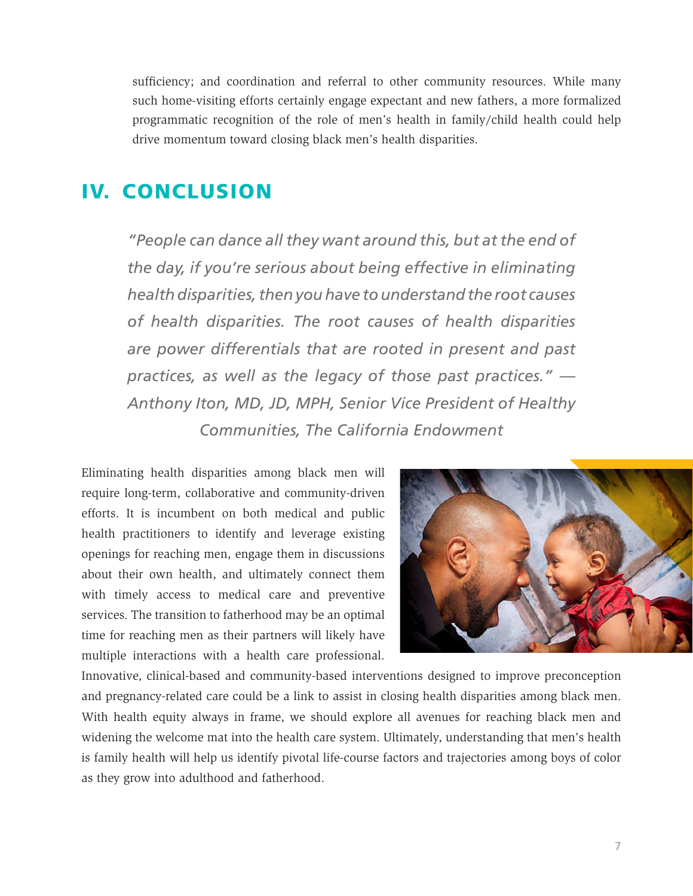sufficiency; and coordination and referral to other community resources. While many such home-visiting efforts certainly engage expectant and new fathers, a more formalized programmatic recognition of the role of men's health in family/child health could help drive momentum toward closing black men's health disparities.

## IV. CONCLUSION

> *"People can dance all they want around this, but at the end of the day, if you're serious about being effective in eliminating health disparities, then you have to understand the root causes of health disparities. The root causes of health disparities are power differentials that are rooted in present and past practices, as well as the legacy of those past practices." — Anthony Iton, MD, JD, MPH, Senior Vice President of Healthy Communities, The California Endowment*

Eliminating health disparities among black men will require long-term, collaborative and community-driven efforts. It is incumbent on both medical and public health practitioners to identify and leverage existing openings for reaching men, engage them in discussions about their own health, and ultimately connect them with timely access to medical care and preventive services. The transition to fatherhood may be an optimal time for reaching men as their partners will likely have multiple interactions with a health care professional. Innovative, clinical-based and community-based interventions designed to improve preconception and pregnancy-related care could be a link to assist in closing health disparities among black men. With health equity always in frame, we should explore all avenues for reaching black men and widening the welcome mat into the health care system. Ultimately, understanding that men's health is family health will help us identify pivotal life-course factors and trajectories among boys of color as they grow into adulthood and fatherhood.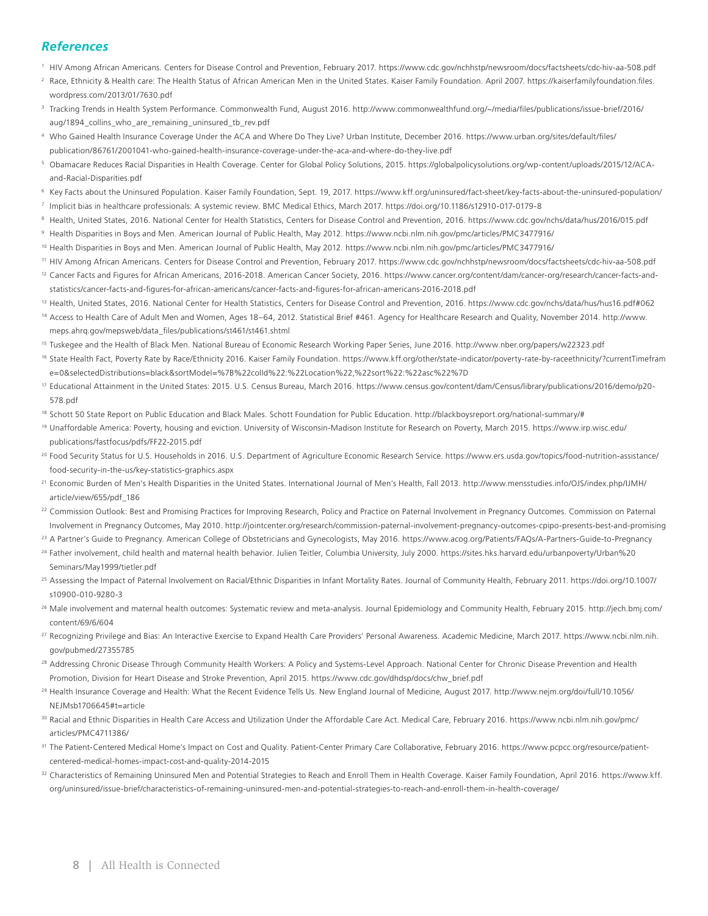## *References*

[1] HIV Among African Americans. Centers for Disease Control and Prevention, February 2017. https://www.cdc.gov/nchhstp/newsroom/docs/factsheets/cdc-hiv-aa-508.pdf

[2] Race, Ethnicity & Health care: The Health Status of African American Men in the United States. Kaiser Family Foundation. April 2007. https://kaiserfamilyfoundation.files.wordpress.com/2013/01/7630.pdf

[3] Tracking Trends in Health System Performance. Commonwealth Fund, August 2016. http://www.commonwealthfund.org/~/media/files/publications/issue-brief/2016/aug/1894_collins_who_are_remaining_uninsured_tb_rev.pdf

[4] Who Gained Health Insurance Coverage Under the ACA and Where Do They Live? Urban Institute, December 2016. https://www.urban.org/sites/default/files/publication/86761/2001041-who-gained-health-insurance-coverage-under-the-aca-and-where-do-they-live.pdf

[5] Obamacare Reduces Racial Disparities in Health Coverage. Center for Global Policy Solutions, 2015. https://globalpolicysolutions.org/wp-content/uploads/2015/12/ACA-and-Racial-Disparities.pdf

[6] Key Facts about the Uninsured Population. Kaiser Family Foundation, Sept. 19, 2017. https://www.kff.org/uninsured/fact-sheet/key-facts-about-the-uninsured-population/

[7] Implicit bias in healthcare professionals: A systemic review. BMC Medical Ethics, March 2017. https://doi.org/10.1186/s12910-017-0179-8

[8] Health, United States, 2016. National Center for Health Statistics, Centers for Disease Control and Prevention, 2016. https://www.cdc.gov/nchs/data/hus/2016/015.pdf

[9] Health Disparities in Boys and Men. American Journal of Public Health, May 2012. https://www.ncbi.nlm.nih.gov/pmc/articles/PMC3477916/

[10] Health Disparities in Boys and Men. American Journal of Public Health, May 2012. https://www.ncbi.nlm.nih.gov/pmc/articles/PMC3477916/

[11] HIV Among African Americans. Centers for Disease Control and Prevention, February 2017. https://www.cdc.gov/nchhstp/newsroom/docs/factsheets/cdc-hiv-aa-508.pdf

[12] Cancer Facts and Figures for African Americans, 2016-2018. American Cancer Society, 2016. https://www.cancer.org/content/dam/cancer-org/research/cancer-facts-and-statistics/cancer-facts-and-figures-for-african-americans/cancer-facts-and-figures-for-african-americans-2016-2018.pdf

[13] Health, United States, 2016. National Center for Health Statistics, Centers for Disease Control and Prevention, 2016. https://www.cdc.gov/nchs/data/hus/hus16.pdf#062

[14] Access to Health Care of Adult Men and Women, Ages 18–64, 2012. Statistical Brief #461. Agency for Healthcare Research and Quality, November 2014. http://www.meps.ahrq.gov/mepsweb/data_files/publications/st461/st461.shtml

[15] Tuskegee and the Health of Black Men. National Bureau of Economic Research Working Paper Series, June 2016. http://www.nber.org/papers/w22323.pdf

[16] State Health Fact, Poverty Rate by Race/Ethnicity 2016. Kaiser Family Foundation. https://www.kff.org/other/state-indicator/poverty-rate-by-raceethnicity/?currentTimeframe=0&selectedDistributions=black&sortModel=%7B%22colId%22:%22Location%22,%22sort%22:%22asc%22%7D

[17] Educational Attainment in the United States: 2015. U.S. Census Bureau, March 2016. https://www.census.gov/content/dam/Census/library/publications/2016/demo/p20-578.pdf

[18] Schott 50 State Report on Public Education and Black Males. Schott Foundation for Public Education. http://blackboysreport.org/national-summary/#

[19] Unaffordable America: Poverty, housing and eviction. University of Wisconsin-Madison Institute for Research on Poverty, March 2015. https://www.irp.wisc.edu/publications/fastfocus/pdfs/FF22-2015.pdf

[20] Food Security Status for U.S. Households in 2016. U.S. Department of Agriculture Economic Research Service. https://www.ers.usda.gov/topics/food-nutrition-assistance/food-security-in-the-us/key-statistics-graphics.aspx

[21] Economic Burden of Men's Health Disparities in the United States. International Journal of Men's Health, Fall 2013. http://www.mensstudies.info/OJS/index.php/IJMH/article/view/655/pdf_186

[22] Commission Outlook: Best and Promising Practices for Improving Research, Policy and Practice on Paternal Involvement in Pregnancy Outcomes. Commission on Paternal Involvement in Pregnancy Outcomes, May 2010. http://jointcenter.org/research/commission-paternal-involvement-pregnancy-outcomes-cpipo-presents-best-and-promising

[23] A Partner's Guide to Pregnancy. American College of Obstetricians and Gynecologists, May 2016. https://www.acog.org/Patients/FAQs/A-Partners-Guide-to-Pregnancy

[24] Father involvement, child health and maternal health behavior. Julien Teitler, Columbia University, July 2000. https://sites.hks.harvard.edu/urbanpoverty/Urban%20Seminars/May1999/tietler.pdf

[25] Assessing the Impact of Paternal Involvement on Racial/Ethnic Disparities in Infant Mortality Rates. Journal of Community Health, February 2011. https://doi.org/10.1007/s10900-010-9280-3

[26] Male involvement and maternal health outcomes: Systematic review and meta-analysis. Journal Epidemiology and Community Health, February 2015. http://jech.bmj.com/content/69/6/604

[27] Recognizing Privilege and Bias: An Interactive Exercise to Expand Health Care Providers' Personal Awareness. Academic Medicine, March 2017. https://www.ncbi.nlm.nih.gov/pubmed/27355785

[28] Addressing Chronic Disease Through Community Health Workers: A Policy and Systems-Level Approach. National Center for Chronic Disease Prevention and Health Promotion, Division for Heart Disease and Stroke Prevention, April 2015. https://www.cdc.gov/dhdsp/docs/chw_brief.pdf

[29] Health Insurance Coverage and Health: What the Recent Evidence Tells Us. New England Journal of Medicine, August 2017. http://www.nejm.org/doi/full/10.1056/NEJMsb1706645#t=article

[30] Racial and Ethnic Disparities in Health Care Access and Utilization Under the Affordable Care Act. Medical Care, February 2016. https://www.ncbi.nlm.nih.gov/pmc/articles/PMC4711386/

[31] The Patient-Centered Medical Home's Impact on Cost and Quality. Patient-Center Primary Care Collaborative, February 2016. https://www.pcpcc.org/resource/patient-centered-medical-homes-impact-cost-and-quality-2014-2015

[32] Characteristics of Remaining Uninsured Men and Potential Strategies to Reach and Enroll Them in Health Coverage. Kaiser Family Foundation, April 2016. https://www.kff.org/uninsured/issue-brief/characteristics-of-remaining-uninsured-men-and-potential-strategies-to-reach-and-enroll-them-in-health-coverage/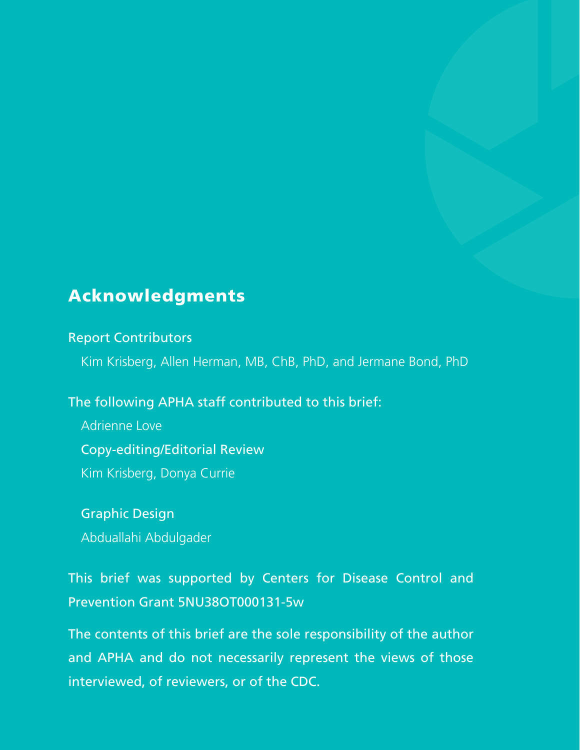## Acknowledgments

Report Contributors

Kim Krisberg, Allen Herman, MB, ChB, PhD, and Jermane Bond, PhD

The following APHA staff contributed to this brief:

Adrienne Love

Copy-editing/Editorial Review

Kim Krisberg, Donya Currie

Graphic Design

Abduallahi Abdulgader

This brief was supported by Centers for Disease Control and Prevention Grant 5NU38OT000131-5w

The contents of this brief are the sole responsibility of the author and APHA and do not necessarily represent the views of those interviewed, of reviewers, or of the CDC.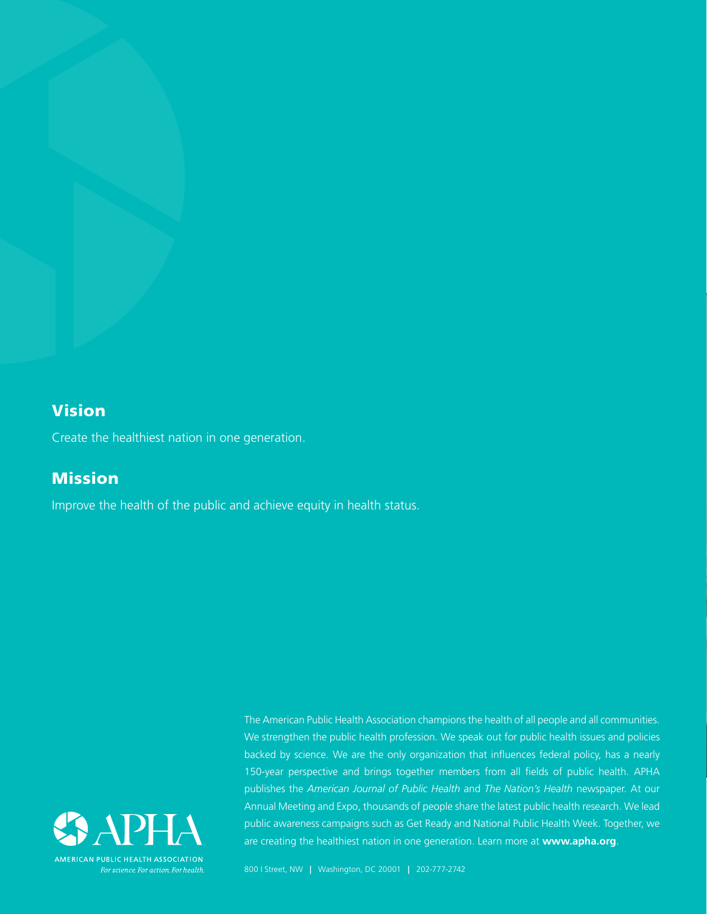## Vision

Create the healthiest nation in one generation.

## Mission

Improve the health of the public and achieve equity in health status.

The American Public Health Association champions the health of all people and all communities. We strengthen the public health profession. We speak out for public health issues and policies backed by science. We are the only organization that influences federal policy, has a nearly 150-year perspective and brings together members from all fields of public health. APHA publishes the *American Journal of Public Health* and *The Nation's Health* newspaper. At our Annual Meeting and Expo, thousands of people share the latest public health research. We lead public awareness campaigns such as Get Ready and National Public Health Week. Together, we are creating the healthiest nation in one generation. Learn more at **www.apha.org**.

APHA

AMERICAN PUBLIC HEALTH ASSOCIATION

*For science. For action. For health.*

800 I Street, NW | Washington, DC 20001 | 202-777-2742